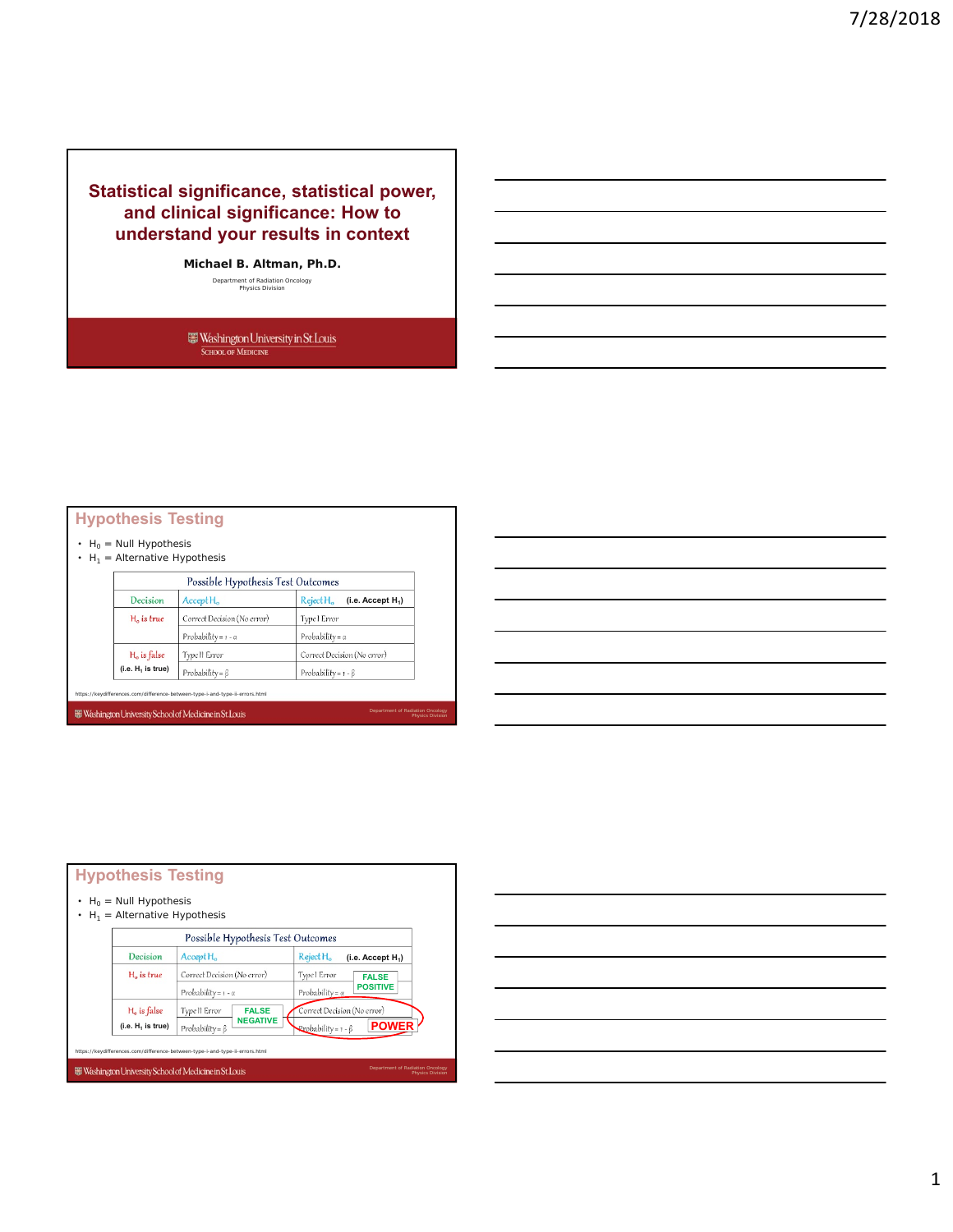# Statistical significance, statistical power, and clinical significance: How to understand your results in context

**Michael B. Altman, Ph.D.**

Department of Radiation Oncology
Physics Division

Washington University in St. Louis
School of Medicine

---

## Hypothesis Testing

- $H_0$ = Null Hypothesis
- $H_1$ = Alternative Hypothesis

| Possible Hypothesis Test Outcomes | | |
|---|---|---|
| Decision | Accept $H_o$ | Reject $H_o$ (i.e. Accept $H_1$) |
| $H_o$ is true | Correct Decision (No error) | Type I Error |
| | Probability = 1 - α | Probability = α |
| $H_o$ is false (i.e. $H_1$ is true) | Type II Error | Correct Decision (No error) |
| | Probability = β | Probability = 1 - β |

https://keydifferences.com/difference-between-type-i-and-type-ii-errors.html

Washington University School of Medicine in St. Louis — Department of Radiation Oncology, Physics Division

---

## Hypothesis Testing

- $H_0$ = Null Hypothesis
- $H_1$ = Alternative Hypothesis

| Possible Hypothesis Test Outcomes | | |
|---|---|---|
| Decision | Accept $H_o$ | Reject $H_o$ (i.e. Accept $H_1$) |
| $H_o$ is true | Correct Decision (No error) | Type I Error — FALSE POSITIVE |
| | Probability = 1 - α | Probability = α |
| $H_o$ is false (i.e. $H_1$ is true) | Type II Error — FALSE NEGATIVE | Correct Decision (No error) |
| | Probability = β | Probability = 1 - β — POWER |

https://keydifferences.com/difference-between-type-i-and-type-ii-errors.html

Washington University School of Medicine in St. Louis — Department of Radiation Oncology, Physics Division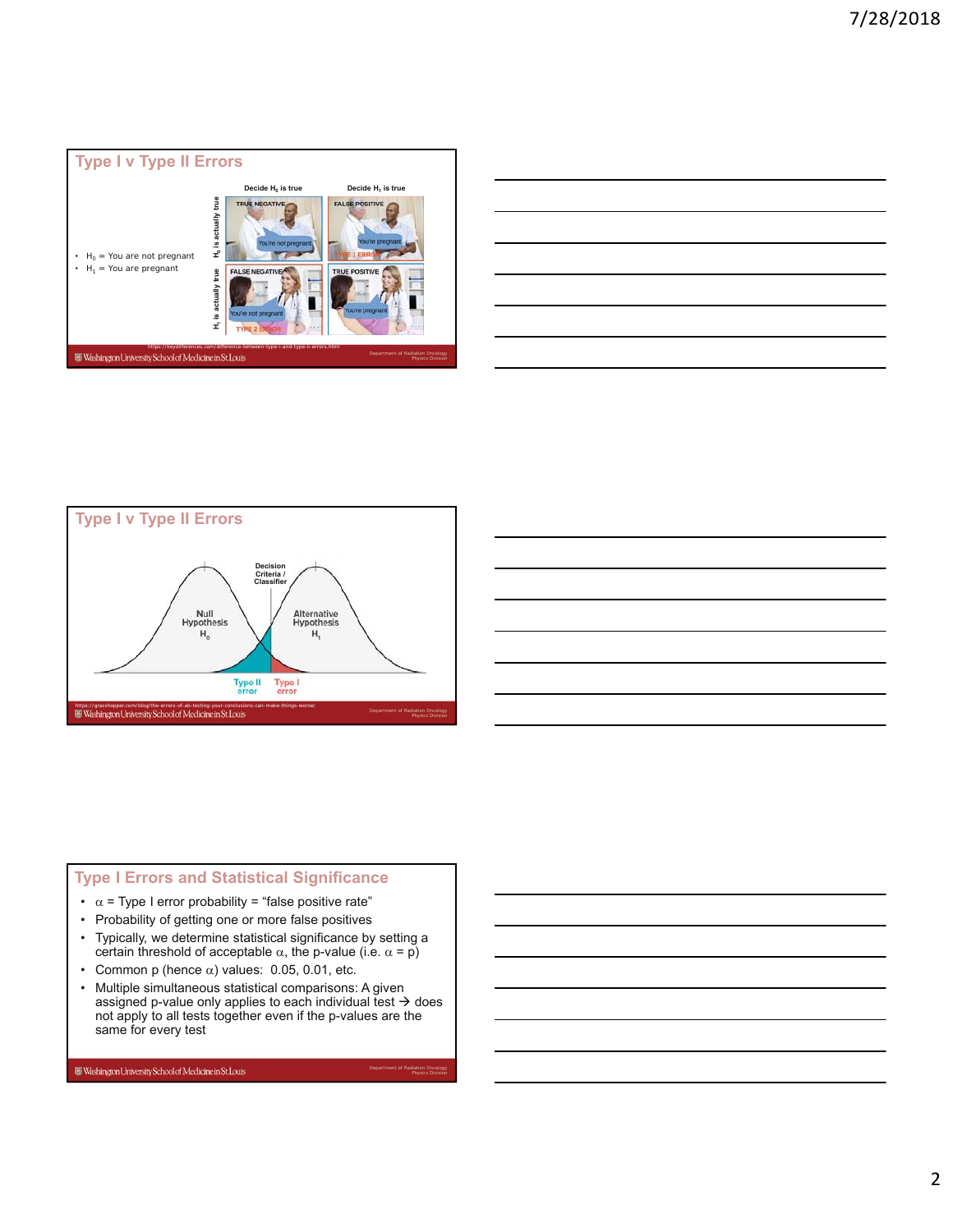## Type I v Type II Errors

- $H_0$ = You are not pregnant
- $H_1$ = You are pregnant

| | Decide $H_0$ is true | Decide $H_1$ is true |
|---|---|---|
| $H_0$ is actually true | TRUE NEGATIVE — "You're not pregnant" | FALSE POSITIVE — "You're pregnant" — TYPE 1 ERROR |
| $H_1$ is actually true | FALSE NEGATIVE — "You're not pregnant" — TYPE 2 ERROR | TRUE POSITIVE — "You're pregnant" |

https://keydifferences.com/difference-between-type-i-and-type-ii-errors.html

## Type I v Type II Errors

Decision Criteria / Classifier

Null Hypothesis $H_0$

Alternative Hypothesis $H_1$

Type II error

Type I error

https://grasshopper.com/blog/the-errors-of-ab-testing-your-conclusions-can-make-things-worse/

## Type I Errors and Statistical Significance

- $\alpha$ = Type I error probability = "false positive rate"
- Probability of getting one or more false positives
- Typically, we determine statistical significance by setting a certain threshold of acceptable $\alpha$, the p-value (i.e. $\alpha$ = p)
- Common p (hence $\alpha$) values: 0.05, 0.01, etc.
- Multiple simultaneous statistical comparisons: A given assigned p-value only applies to each individual test → does not apply to all tests together even if the p-values are the same for every test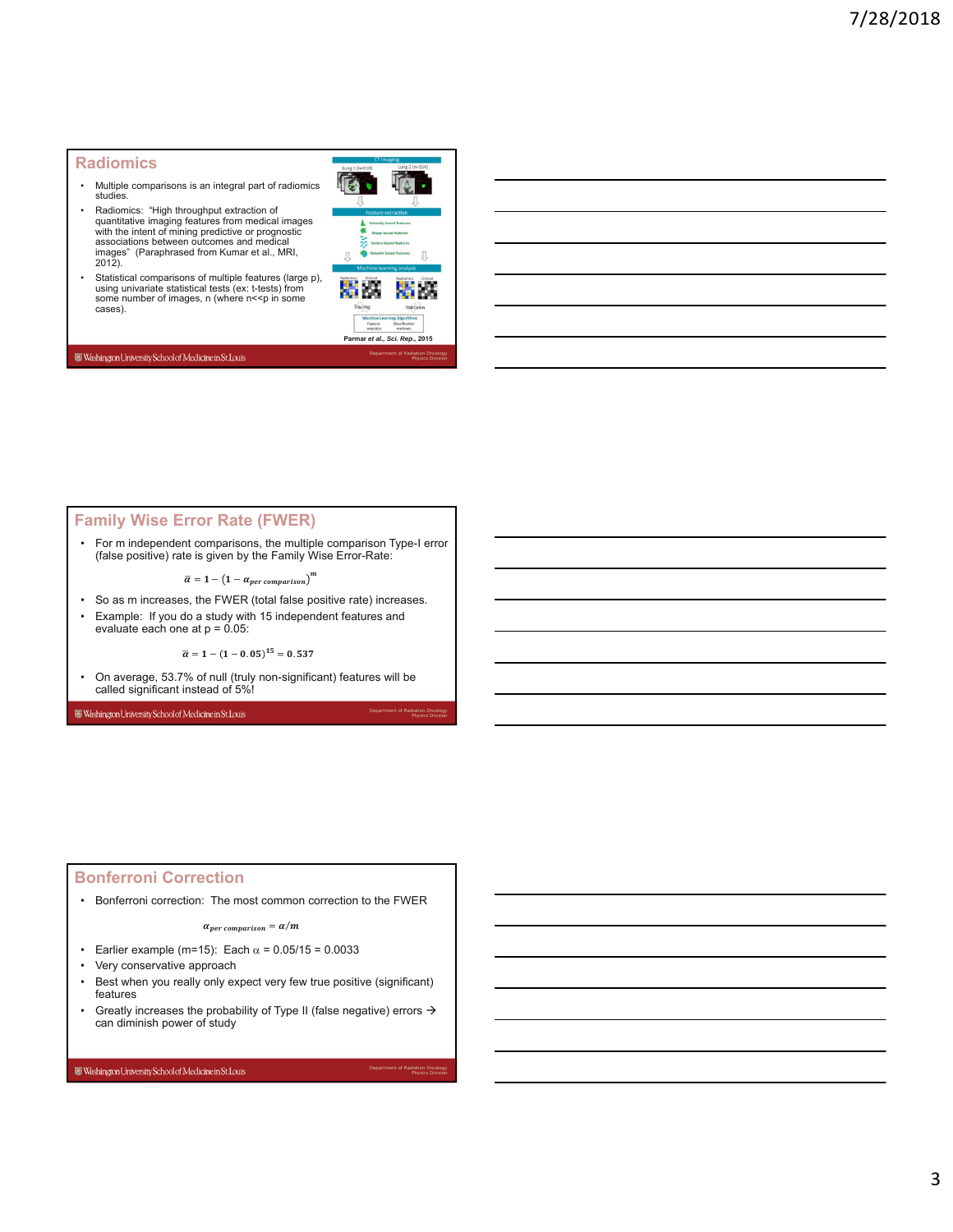## Radiomics

- Multiple comparisons is an integral part of radiomics studies.
- Radiomics: "High throughput extraction of quantitative imaging features from medical images with the intent of mining predictive or prognostic associations between outcomes and medical images" (Paraphrased from Kumar et al., MRI, 2012).
- Statistical comparisons of multiple features (large p), using univariate statistical tests (ex: t-tests) from some number of images, n (where n<<p in some cases).

Parmar et al., Sci. Rep., 2015

## Family Wise Error Rate (FWER)

- For m independent comparisons, the multiple comparison Type-I error (false positive) rate is given by the Family Wise Error-Rate:

$$\bar{\alpha} = 1 - (1 - \alpha_{per\ comparison})^m$$

- So as m increases, the FWER (total false positive rate) increases.
- Example: If you do a study with 15 independent features and evaluate each one at p = 0.05:

$$\bar{\alpha} = 1 - (1 - 0.05)^{15} = 0.537$$

- On average, 53.7% of null (truly non-significant) features will be called significant instead of 5%!

## Bonferroni Correction

- Bonferroni correction: The most common correction to the FWER

$$\alpha_{per\ comparison} = \alpha/m$$

- Earlier example (m=15): Each $\alpha$ = 0.05/15 = 0.0033
- Very conservative approach
- Best when you really only expect very few true positive (significant) features
- Greatly increases the probability of Type II (false negative) errors → can diminish power of study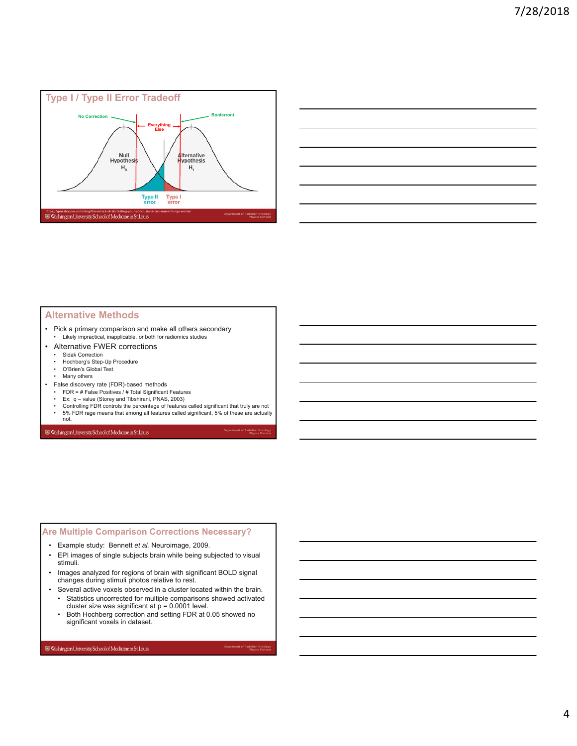## Type I / Type II Error Tradeoff

No Correction

Bonferroni

Everything Else

Null Hypothesis $H_0$

Alternative Hypothesis $H_1$

Type II error

Type I error

https://grasshopper.com/blog/the-errors-of-ab-testing-your-conclusions-can-make-things-worse/

## Alternative Methods

- Pick a primary comparison and make all others secondary
  - Likely impractical, inapplicable, or both for radiomics studies
- Alternative FWER corrections
  - Sidak Correction
  - Hochberg's Step-Up Procedure
  - O'Brien's Global Test
  - Many others
- False discovery rate (FDR)-based methods
  - FDR = # False Positives / # Total Significant Features
  - Ex: q – value (Storey and Tibshirani, PNAS, 2003)
  - Controlling FDR controls the percentage of features called significant that truly are not
  - 5% FDR rage means that among all features called significant, 5% of these are actually not.

## Are Multiple Comparison Corrections Necessary?

- Example study: Bennett *et al.* Neuroimage, 2009.
- EPI images of single subjects brain while being subjected to visual stimuli.
- Images analyzed for regions of brain with significant BOLD signal changes during stimuli photos relative to rest.
- Several active voxels observed in a cluster located within the brain.
  - Statistics uncorrected for multiple comparisons showed activated cluster size was significant at p = 0.0001 level.
  - Both Hochberg correction and setting FDR at 0.05 showed no significant voxels in dataset.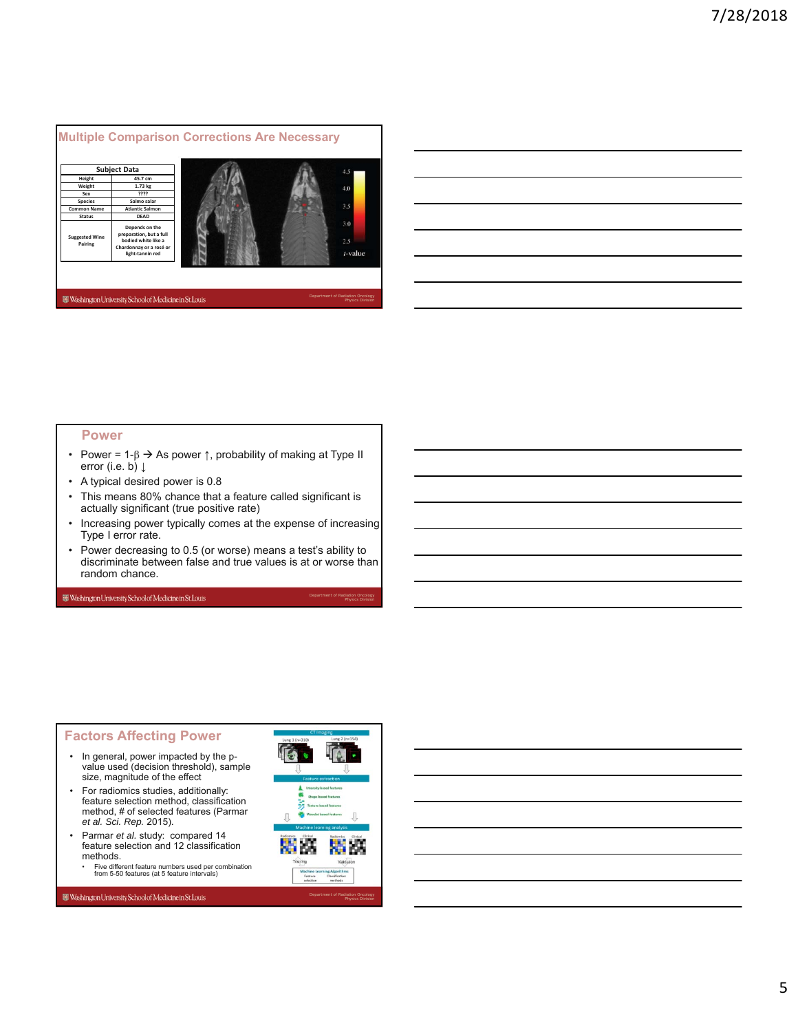## Multiple Comparison Corrections Are Necessary

| Subject Data | |
|---|---|
| Height | 45.7 cm |
| Weight | 1.73 kg |
| Sex | ???? |
| Species | Salmo salar |
| Common Name | Atlantic Salmon |
| Status | DEAD |
| Suggested Wine Pairing | Depends on the preparation, but a full bodied white like a Chardonnay or a rosé or light-tannin red |

## Power

- Power = 1-β → As power ↑, probability of making at Type II error (i.e. b) ↓
- A typical desired power is 0.8
- This means 80% chance that a feature called significant is actually significant (true positive rate)
- Increasing power typically comes at the expense of increasing Type I error rate.
- Power decreasing to 0.5 (or worse) means a test's ability to discriminate between false and true values is at or worse than random chance.

## Factors Affecting Power

- In general, power impacted by the p-value used (decision threshold), sample size, magnitude of the effect
- For radiomics studies, additionally: feature selection method, classification method, # of selected features (Parmar *et al. Sci. Rep.* 2015).
- Parmar *et al.* study: compared 14 feature selection and 12 classification methods.
  - Five different feature numbers used per combination from 5-50 features (at 5 feature intervals)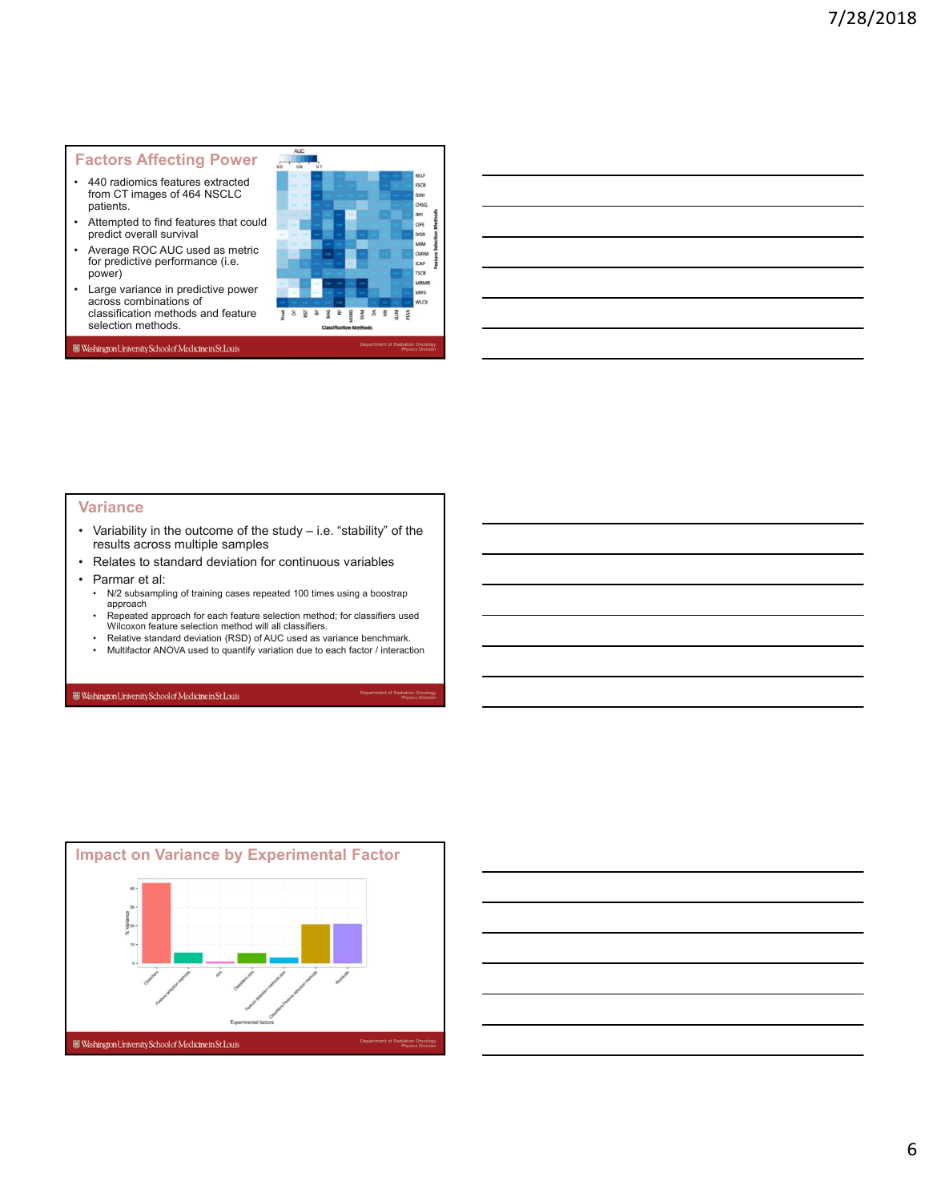## Factors Affecting Power

- 440 radiomics features extracted from CT images of 464 NSCLC patients.
- Attempted to find features that could predict overall survival
- Average ROC AUC used as metric for predictive performance (i.e. power)
- Large variance in predictive power across combinations of classification methods and feature selection methods.

## Variance

- Variability in the outcome of the study – i.e. "stability" of the results across multiple samples
- Relates to standard deviation for continuous variables
- Parmar et al:
  - N/2 subsampling of training cases repeated 100 times using a boostrap approach
  - Repeated approach for each feature selection method; for classifiers used Wilcoxon feature selection method will all classifiers.
  - Relative standard deviation (RSD) of AUC used as variance benchmark.
  - Multifactor ANOVA used to quantify variation due to each factor / interaction

## Impact on Variance by Experimental Factor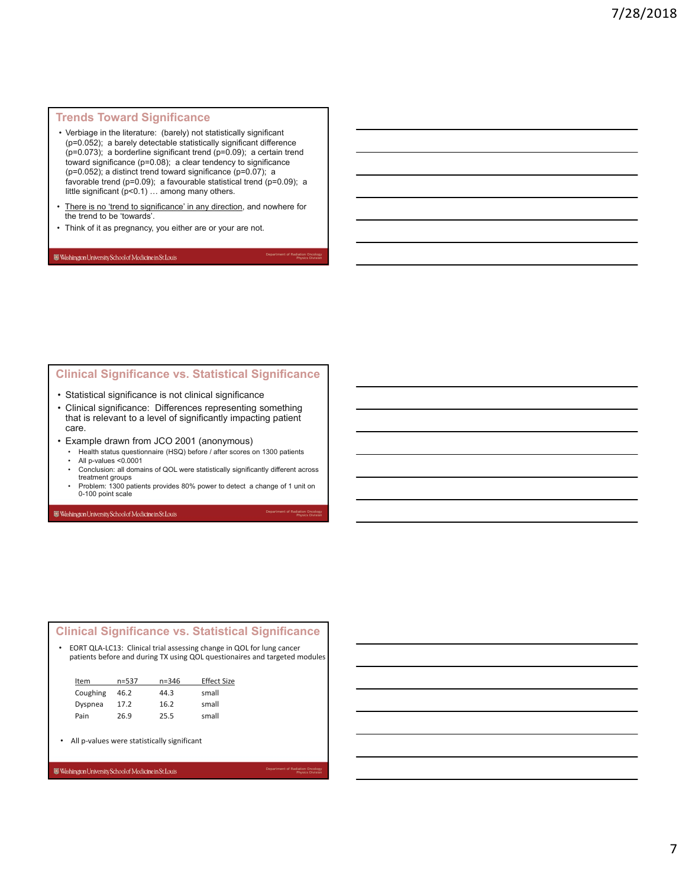## Trends Toward Significance

- Verbiage in the literature: (barely) not statistically significant ($p=0.052$); a barely detectable statistically significant difference ($p=0.073$); a borderline significant trend ($p=0.09$); a certain trend toward significance ($p=0.08$); a clear tendency to significance ($p=0.052$); a distinct trend toward significance ($p=0.07$); a favorable trend ($p=0.09$); a favourable statistical trend ($p=0.09$); a little significant ($p<0.1$) … among many others.
- There is no 'trend to significance' in any direction, and nowhere for the trend to be 'towards'.
- Think of it as pregnancy, you either are or your are not.

## Clinical Significance vs. Statistical Significance

- Statistical significance is not clinical significance
- Clinical significance: Differences representing something that is relevant to a level of significantly impacting patient care.
- Example drawn from JCO 2001 (anonymous)
  - Health status questionnaire (HSQ) before / after scores on 1300 patients
  - All p-values <0.0001
  - Conclusion: all domains of QOL were statistically significantly different across treatment groups
  - Problem: 1300 patients provides 80% power to detect a change of 1 unit on 0-100 point scale

## Clinical Significance vs. Statistical Significance

- EORT QLA-LC13: Clinical trial assessing change in QOL for lung cancer patients before and during TX using QOL questionaires and targeted modules

| Item | n=537 | n=346 | Effect Size |
|---|---|---|---|
| Coughing | 46.2 | 44.3 | small |
| Dyspnea | 17.2 | 16.2 | small |
| Pain | 26.9 | 25.5 | small |

- All p-values were statistically significant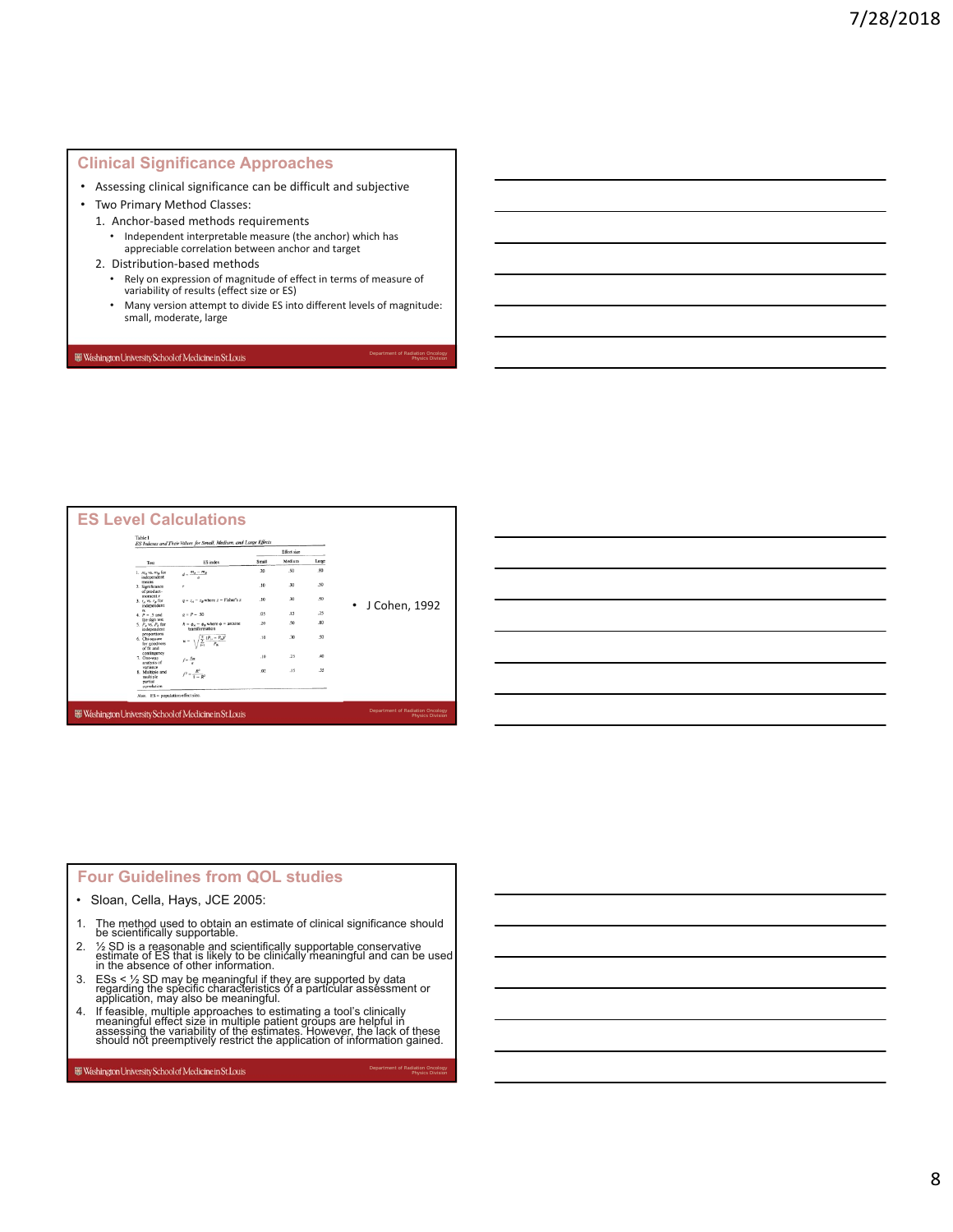## Clinical Significance Approaches

- Assessing clinical significance can be difficult and subjective
- Two Primary Method Classes:
  1. Anchor-based methods requirements
     - Independent interpretable measure (the anchor) which has appreciable correlation between anchor and target
  2. Distribution-based methods
     - Rely on expression of magnitude of effect in terms of measure of variability of results (effect size or ES)
     - Many version attempt to divide ES into different levels of magnitude: small, moderate, large

## ES Level Calculations

Table 1
*ES Indexes and Their Values for Small, Medium, and Large Effects*

| Test | ES index | Small | Medium | Large |
|---|---|---|---|---|
| 1. $m_A$ vs. $m_B$ for independent means | $d = \frac{m_A - m_B}{\sigma}$ | .20 | .50 | .80 |
| 2. Significance of product-moment $r$ | $r$ | .10 | .30 | .50 |
| 3. $r_A$ vs. $r_B$ for independent $r$s | $q = z_A - z_B$ where $z$ = Fisher's $z$ | .10 | .30 | .50 |
| 4. $P = .5$ and the sign test | $g = P - .50$ | .05 | .15 | .25 |
| 5. $P_A$ vs. $P_B$ for independent proportions | $h = \phi_A - \phi_B$ where $\phi$ = arcsine transformation | .20 | .50 | .80 |
| 6. Chi-square for goodness of fit and contingency | $w = \sqrt{\sum_{i=1}^{k} \frac{(P_{1i} - P_{0i})^2}{P_{0i}}}$ | .10 | .30 | .50 |
| 7. One-way analysis of variance | $f = \frac{\sigma_m}{\sigma}$ | .10 | .25 | .40 |
| 8. Multiple and multiple partial correlation | $f^2 = \frac{R^2}{1 - R^2}$ | .02 | .15 | .35 |

*Note.* ES = population effect size.

- J Cohen, 1992

## Four Guidelines from QOL studies

- Sloan, Cella, Hays, JCE 2005:

1. The method used to obtain an estimate of clinical significance should be scientifically supportable.
2. ½ SD is a reasonable and scientifically supportable conservative estimate of ES that is likely to be clinically meaningful and can be used in the absence of other information.
3. ESs < ½ SD may be meaningful if they are supported by data regarding the specific characteristics of a particular assessment or application, may also be meaningful.
4. If feasible, multiple approaches to estimating a tool's clinically meaningful effect size in multiple patient groups are helpful in assessing the variability of the estimates. However, the lack of these should not preemptively restrict the application of information gained.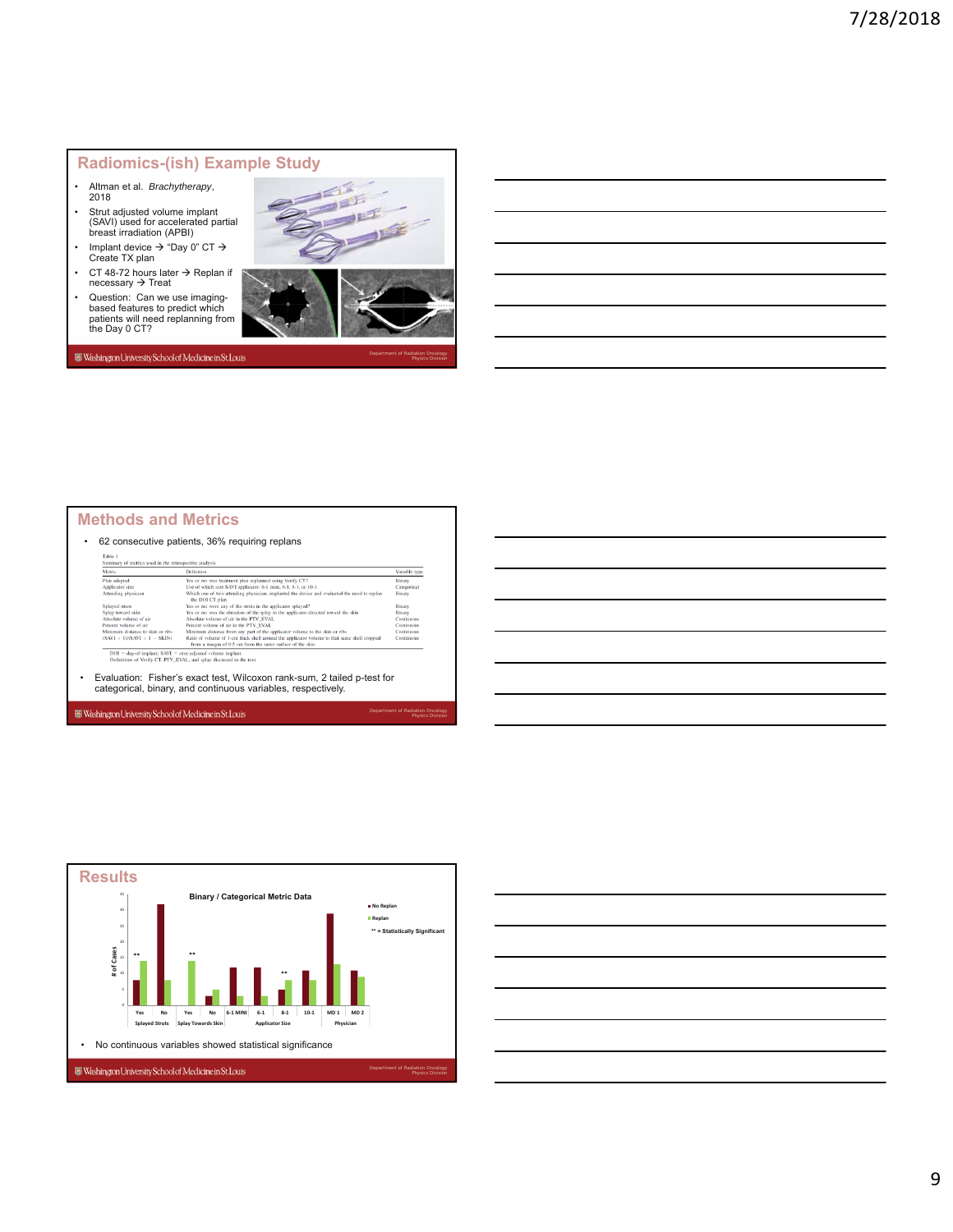## Radiomics-(ish) Example Study

- Altman et al. *Brachytherapy*, 2018
- Strut adjusted volume implant (SAVI) used for accelerated partial breast irradiation (APBI)
- Implant device → "Day 0" CT → Create TX plan
- CT 48-72 hours later → Replan if necessary → Treat
- Question: Can we use imaging-based features to predict which patients will need replanning from the Day 0 CT?

## Methods and Metrics

- 62 consecutive patients, 36% requiring replans

Table 1
Summary of metrics used in the retrospective analysis

| Metric | Definition | Variable type |
|---|---|---|
| Plan adapted | Yes or no: was treatment plan replanned using Verify CT? | Binary |
| Applicator size | Use of which size SAVI applicator: 6-1 mini, 6-1, 8-1, or 10-1 | Categorical |
| Attending physician | Which one of two attending physicians implanted the device and evaluated the need to replan the DOI CT plan | Binary |
| Splayed struts | Yes or no: were any of the struts in the applicator splayed? | Binary |
| Splay toward skin | Yes or no: was the direction of the splay in the applicator directed toward the skin | Binary |
| Absolute volume of air | Absolute volume of air in the PTV_EVAL | Continuous |
| Percent volume of air | Percent volume of air in the PTV_EVAL | Continuous |
| Minimum distance to skin or ribs | Minimum distance from any part of the applicator volume to the skin or ribs | Continuous |
| (SAVI + 1)/(SAVI + 1 − SKIN) | Ratio of volume of 1-cm thick shell around the applicator volume to that same shell cropped from a margin of 0.5 cm from the outer surface of the skin | Continuous |

DOI = day-of-implant; SAVI = strut-adjusted volume implant.
Definitions of Verify CT, PTV_EVAL, and splay discussed in the text.

- Evaluation: Fisher's exact test, Wilcoxon rank-sum, 2 tailed p-test for categorical, binary, and continuous variables, respectively.

## Results

**Binary / Categorical Metric Data**

Legend: No Replan; Replan; ** = Statistically Significant

Y-axis: # of Cases (0–35)

| Metric | Category | No Replan | Replan | Significance |
|---|---|---|---|---|
| Splayed Struts | Yes | 8 | 14 | ** |
| Splayed Struts | No | 32 | 8 | |
| Splay Towards Skin | Yes | 0 | 14 | ** |
| Splay Towards Skin | No | 3 | 5 | |
| Applicator Size | 6-1 MINI | 12 | 3 | |
| Applicator Size | 6-1 | 12 | 3 | |
| Applicator Size | 8-1 | 5 | 8 | ** |
| Applicator Size | 10-1 | 11 | 8 | |
| Physician | MD 1 | 29 | 13 | |
| Physician | MD 2 | 11 | 9 | |

- No continuous variables showed statistical significance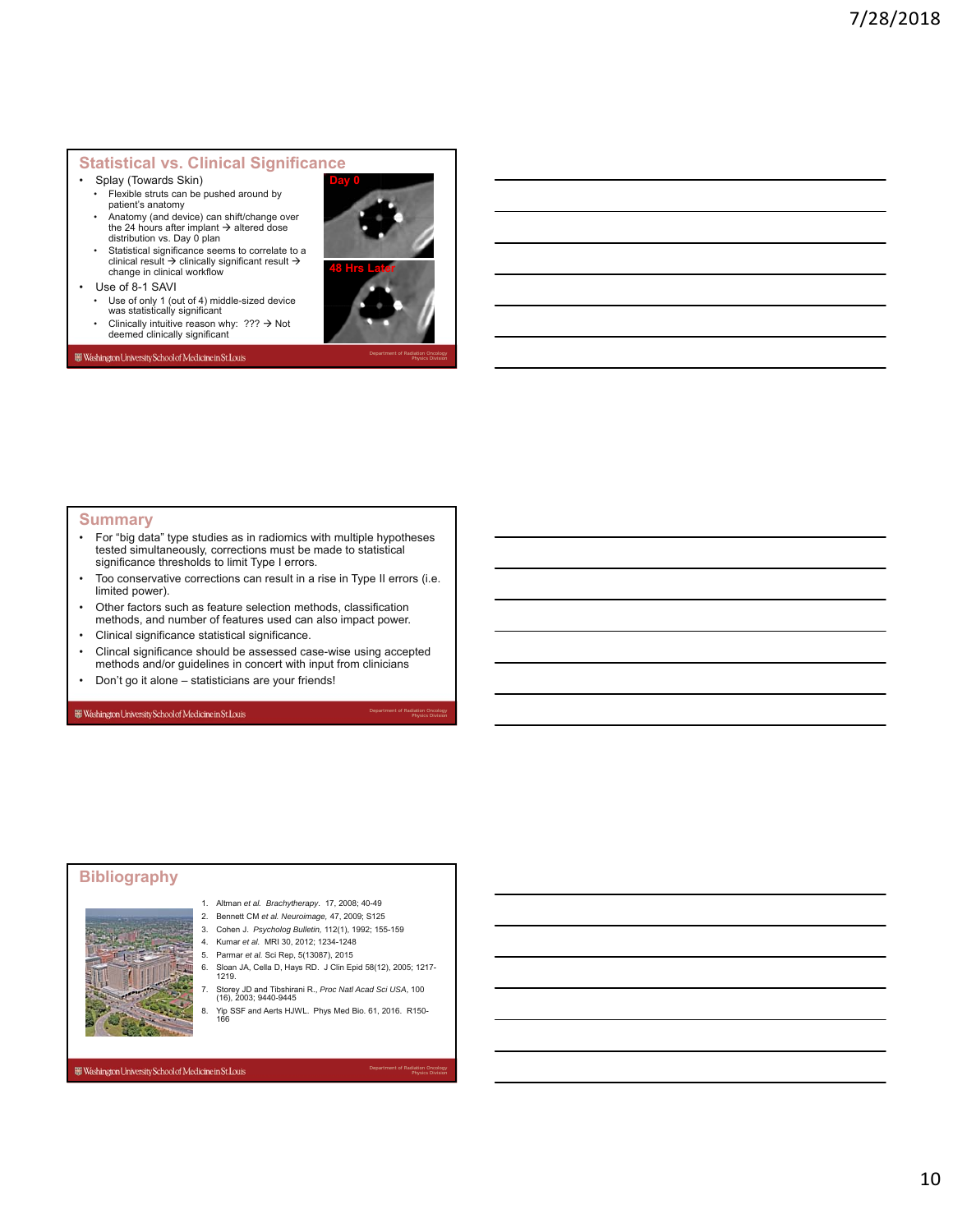## Statistical vs. Clinical Significance

- Splay (Towards Skin)
  - Flexible struts can be pushed around by patient's anatomy
  - Anatomy (and device) can shift/change over the 24 hours after implant → altered dose distribution vs. Day 0 plan
  - Statistical significance seems to correlate to a clinical result → clinically significant result → change in clinical workflow
- Use of 8-1 SAVI
  - Use of only 1 (out of 4) middle-sized device was statistically significant
  - Clinically intuitive reason why: ??? → Not deemed clinically significant

Day 0

48 Hrs Later

## Summary

- For "big data" type studies as in radiomics with multiple hypotheses tested simultaneously, corrections must be made to statistical significance thresholds to limit Type I errors.
- Too conservative corrections can result in a rise in Type II errors (i.e. limited power).
- Other factors such as feature selection methods, classification methods, and number of features used can also impact power.
- Clinical significance statistical significance.
- Clincal significance should be assessed case-wise using accepted methods and/or guidelines in concert with input from clinicians
- Don't go it alone – statisticians are your friends!

## Bibliography

1. Altman *et al.* *Brachytherapy*. 17, 2008; 40-49
2. Bennett CM *et al. Neuroimage*, 47, 2009; S125
3. Cohen J. *Psycholog Bulletin*, 112(1), 1992; 155-159
4. Kumar *et al.* MRI 30, 2012; 1234-1248
5. Parmar *et al.* Sci Rep, 5(13087), 2015
6. Sloan JA, Cella D, Hays RD. J Clin Epid 58(12), 2005; 1217-1219.
7. Storey JD and Tibshirani R., *Proc Natl Acad Sci USA*, 100 (16), 2003; 9440-9445
8. Yip SSF and Aerts HJWL. Phys Med Bio. 61, 2016. R150-166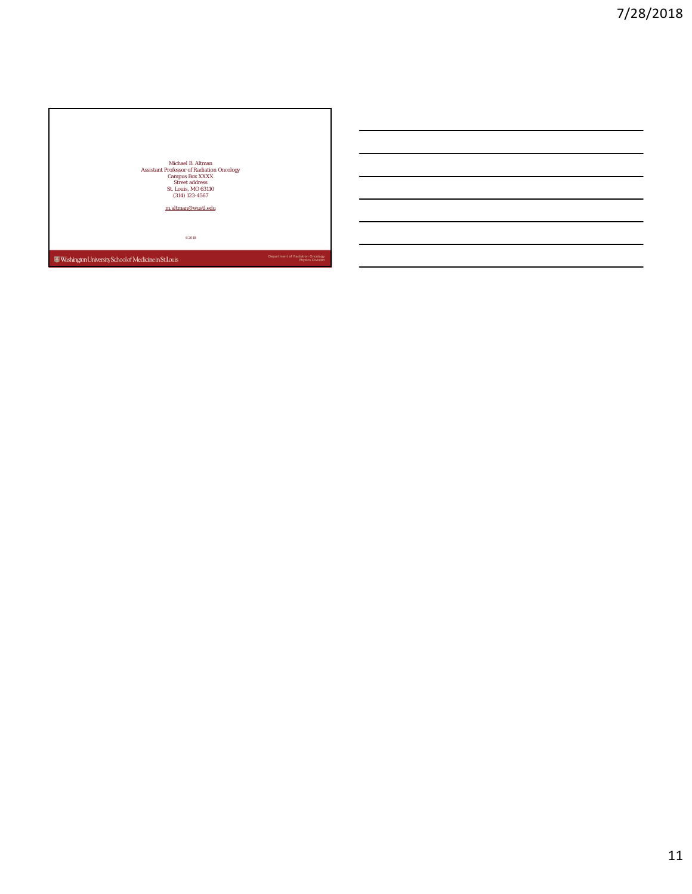Michael B. Altman
Assistant Professor of Radiation Oncology
Campus Box XXXX
Street address
St. Louis, MO 63110
(314) 123-4567

m.altman@wustl.edu

©2018

Washington University School of Medicine in St. Louis

Department of Radiation Oncology
Physics Division